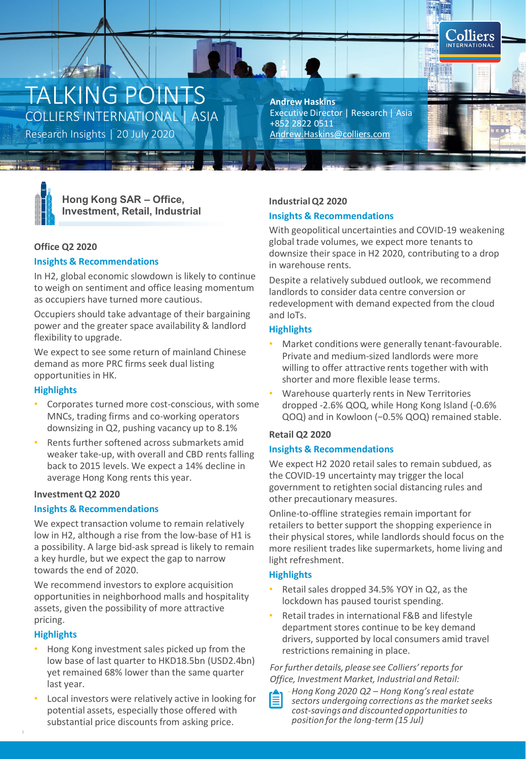# TALKING POINTS

COLLIERS INTERNATIONAL | ASIA

Research Insights | 20 July 2020

**Andrew Haskins**
Executive Director | Research | Asia
+852 2822 0511
Andrew.Haskins@colliers.com

## Hong Kong SAR – Office, Investment, Retail, Industrial

### Office Q2 2020

#### Insights & Recommendations

In H2, global economic slowdown is likely to continue to weigh on sentiment and office leasing momentum as occupiers have turned more cautious.

Occupiers should take advantage of their bargaining power and the greater space availability & landlord flexibility to upgrade.

We expect to see some return of mainland Chinese demand as more PRC firms seek dual listing opportunities in HK.

#### Highlights

- Corporates turned more cost-conscious, with some MNCs, trading firms and co-working operators downsizing in Q2, pushing vacancy up to 8.1%
- Rents further softened across submarkets amid weaker take-up, with overall and CBD rents falling back to 2015 levels. We expect a 14% decline in average Hong Kong rents this year.

### Investment Q2 2020

#### Insights & Recommendations

We expect transaction volume to remain relatively low in H2, although a rise from the low-base of H1 is a possibility. A large bid-ask spread is likely to remain a key hurdle, but we expect the gap to narrow towards the end of 2020.

We recommend investors to explore acquisition opportunities in neighborhood malls and hospitality assets, given the possibility of more attractive pricing.

#### Highlights

- Hong Kong investment sales picked up from the low base of last quarter to HKD18.5bn (USD2.4bn) yet remained 68% lower than the same quarter last year.
- Local investors were relatively active in looking for potential assets, especially those offered with substantial price discounts from asking price.

### Industrial Q2 2020

#### Insights & Recommendations

With geopolitical uncertainties and COVID-19 weakening global trade volumes, we expect more tenants to downsize their space in H2 2020, contributing to a drop in warehouse rents.

Despite a relatively subdued outlook, we recommend landlords to consider data centre conversion or redevelopment with demand expected from the cloud and IoTs.

#### Highlights

- Market conditions were generally tenant-favourable. Private and medium-sized landlords were more willing to offer attractive rents together with with shorter and more flexible lease terms.
- Warehouse quarterly rents in New Territories dropped -2.6% QOQ, while Hong Kong Island (-0.6% QOQ) and in Kowloon (−0.5% QOQ) remained stable.

### Retail Q2 2020

#### Insights & Recommendations

We expect H2 2020 retail sales to remain subdued, as the COVID-19 uncertainty may trigger the local government to retighten social distancing rules and other precautionary measures.

Online-to-offline strategies remain important for retailers to better support the shopping experience in their physical stores, while landlords should focus on the more resilient trades like supermarkets, home living and light refreshment.

#### Highlights

- Retail sales dropped 34.5% YOY in Q2, as the lockdown has paused tourist spending.
- Retail trades in international F&B and lifestyle department stores continue to be key demand drivers, supported by local consumers amid travel restrictions remaining in place.

*For further details, please see Colliers' reports for Office, Investment Market, Industrial and Retail:*

- *Hong Kong 2020 Q2 – Hong Kong's real estate sectors undergoing corrections as the market seeks cost-savings and discounted opportunities to position for the long-term (15 Jul)*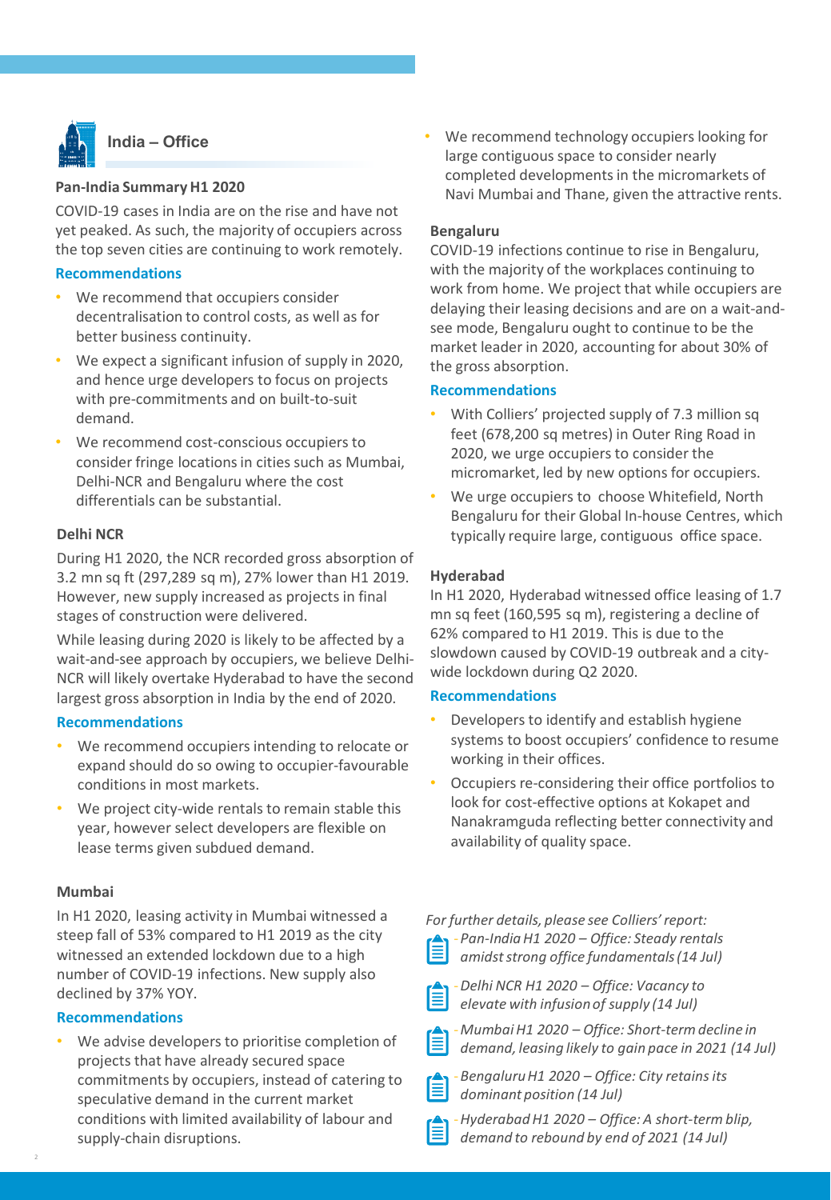## India – Office

### Pan-India Summary H1 2020

COVID-19 cases in India are on the rise and have not yet peaked. As such, the majority of occupiers across the top seven cities are continuing to work remotely.

**Recommendations**

- We recommend that occupiers consider decentralisation to control costs, as well as for better business continuity.
- We expect a significant infusion of supply in 2020, and hence urge developers to focus on projects with pre-commitments and on built-to-suit demand.
- We recommend cost-conscious occupiers to consider fringe locations in cities such as Mumbai, Delhi-NCR and Bengaluru where the cost differentials can be substantial.

### Delhi NCR

During H1 2020, the NCR recorded gross absorption of 3.2 mn sq ft (297,289 sq m), 27% lower than H1 2019. However, new supply increased as projects in final stages of construction were delivered.

While leasing during 2020 is likely to be affected by a wait-and-see approach by occupiers, we believe Delhi-NCR will likely overtake Hyderabad to have the second largest gross absorption in India by the end of 2020.

**Recommendations**

- We recommend occupiers intending to relocate or expand should do so owing to occupier-favourable conditions in most markets.
- We project city-wide rentals to remain stable this year, however select developers are flexible on lease terms given subdued demand.

### Mumbai

In H1 2020, leasing activity in Mumbai witnessed a steep fall of 53% compared to H1 2019 as the city witnessed an extended lockdown due to a high number of COVID-19 infections. New supply also declined by 37% YOY.

**Recommendations**

- We advise developers to prioritise completion of projects that have already secured space commitments by occupiers, instead of catering to speculative demand in the current market conditions with limited availability of labour and supply-chain disruptions.
- We recommend technology occupiers looking for large contiguous space to consider nearly completed developments in the micromarkets of Navi Mumbai and Thane, given the attractive rents.

### Bengaluru

COVID-19 infections continue to rise in Bengaluru, with the majority of the workplaces continuing to work from home. We project that while occupiers are delaying their leasing decisions and are on a wait-and-see mode, Bengaluru ought to continue to be the market leader in 2020, accounting for about 30% of the gross absorption.

**Recommendations**

- With Colliers' projected supply of 7.3 million sq feet (678,200 sq metres) in Outer Ring Road in 2020, we urge occupiers to consider the micromarket, led by new options for occupiers.
- We urge occupiers to choose Whitefield, North Bengaluru for their Global In-house Centres, which typically require large, contiguous office space.

### Hyderabad

In H1 2020, Hyderabad witnessed office leasing of 1.7 mn sq feet (160,595 sq m), registering a decline of 62% compared to H1 2019. This is due to the slowdown caused by COVID-19 outbreak and a city-wide lockdown during Q2 2020.

**Recommendations**

- Developers to identify and establish hygiene systems to boost occupiers' confidence to resume working in their offices.
- Occupiers re-considering their office portfolios to look for cost-effective options at Kokapet and Nanakramguda reflecting better connectivity and availability of quality space.

*For further details, please see Colliers' report:*

- *Pan-India H1 2020 – Office: Steady rentals amidst strong office fundamentals (14 Jul)*
- *Delhi NCR H1 2020 – Office: Vacancy to elevate with infusion of supply (14 Jul)*
- *Mumbai H1 2020 – Office: Short-term decline in demand, leasing likely to gain pace in 2021 (14 Jul)*
- *Bengaluru H1 2020 – Office: City retains its dominant position (14 Jul)*
- *Hyderabad H1 2020 – Office: A short-term blip, demand to rebound by end of 2021 (14 Jul)*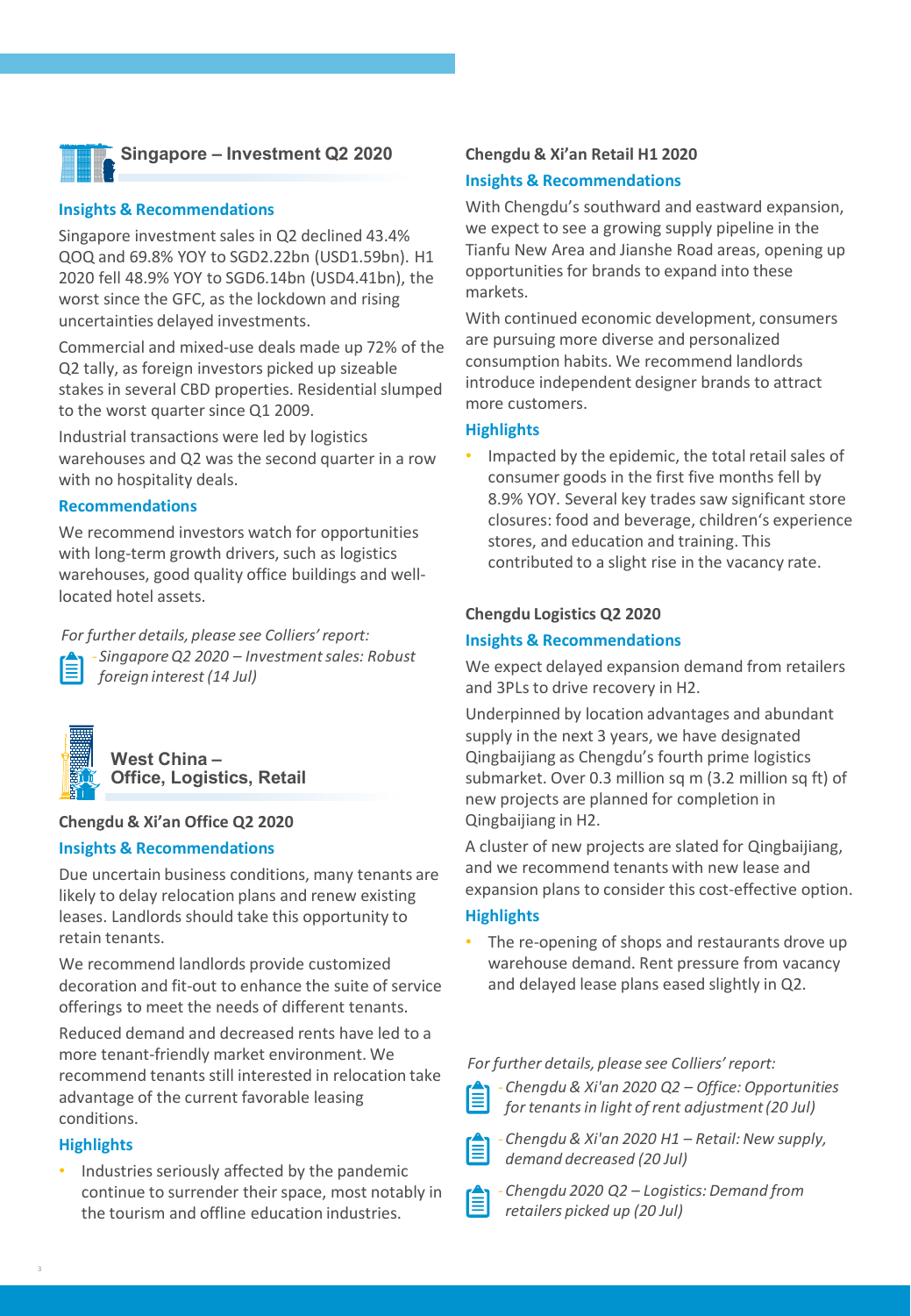## Singapore – Investment Q2 2020

### Insights & Recommendations

Singapore investment sales in Q2 declined 43.4% QOQ and 69.8% YOY to SGD2.22bn (USD1.59bn). H1 2020 fell 48.9% YOY to SGD6.14bn (USD4.41bn), the worst since the GFC, as the lockdown and rising uncertainties delayed investments.

Commercial and mixed-use deals made up 72% of the Q2 tally, as foreign investors picked up sizeable stakes in several CBD properties. Residential slumped to the worst quarter since Q1 2009.

Industrial transactions were led by logistics warehouses and Q2 was the second quarter in a row with no hospitality deals.

### Recommendations

We recommend investors watch for opportunities with long-term growth drivers, such as logistics warehouses, good quality office buildings and well-located hotel assets.

*For further details, please see Colliers' report:*

- *Singapore Q2 2020 – Investment sales: Robust foreign interest (14 Jul)*

## West China – Office, Logistics, Retail

### Chengdu & Xi'an Office Q2 2020

#### Insights & Recommendations

Due uncertain business conditions, many tenants are likely to delay relocation plans and renew existing leases. Landlords should take this opportunity to retain tenants.

We recommend landlords provide customized decoration and fit-out to enhance the suite of service offerings to meet the needs of different tenants.

Reduced demand and decreased rents have led to a more tenant-friendly market environment. We recommend tenants still interested in relocation take advantage of the current favorable leasing conditions.

#### Highlights

- Industries seriously affected by the pandemic continue to surrender their space, most notably in the tourism and offline education industries.

### Chengdu & Xi'an Retail H1 2020

#### Insights & Recommendations

With Chengdu's southward and eastward expansion, we expect to see a growing supply pipeline in the Tianfu New Area and Jianshe Road areas, opening up opportunities for brands to expand into these markets.

With continued economic development, consumers are pursuing more diverse and personalized consumption habits. We recommend landlords introduce independent designer brands to attract more customers.

#### Highlights

- Impacted by the epidemic, the total retail sales of consumer goods in the first five months fell by 8.9% YOY. Several key trades saw significant store closures: food and beverage, children's experience stores, and education and training. This contributed to a slight rise in the vacancy rate.

### Chengdu Logistics Q2 2020

#### Insights & Recommendations

We expect delayed expansion demand from retailers and 3PLs to drive recovery in H2.

Underpinned by location advantages and abundant supply in the next 3 years, we have designated Qingbaijiang as Chengdu's fourth prime logistics submarket. Over 0.3 million sq m (3.2 million sq ft) of new projects are planned for completion in Qingbaijiang in H2.

A cluster of new projects are slated for Qingbaijiang, and we recommend tenants with new lease and expansion plans to consider this cost-effective option.

#### Highlights

- The re-opening of shops and restaurants drove up warehouse demand. Rent pressure from vacancy and delayed lease plans eased slightly in Q2.

*For further details, please see Colliers' report:*

- *Chengdu & Xi'an 2020 Q2 – Office: Opportunities for tenants in light of rent adjustment (20 Jul)*
- *Chengdu & Xi'an 2020 H1 – Retail: New supply, demand decreased (20 Jul)*
- *Chengdu 2020 Q2 – Logistics: Demand from retailers picked up (20 Jul)*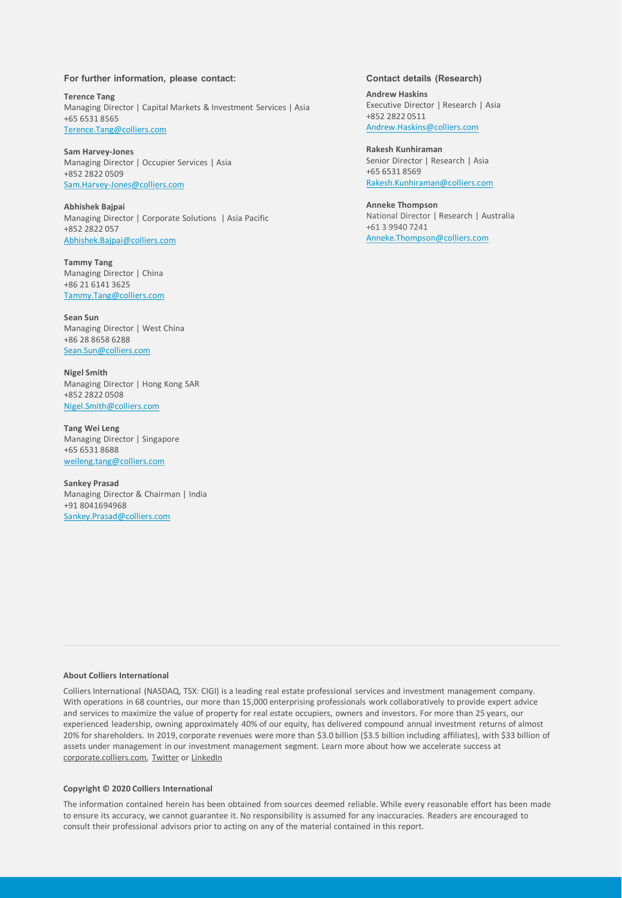### For further information, please contact:

**Terence Tang**
Managing Director | Capital Markets & Investment Services | Asia
+65 6531 8565
Terence.Tang@colliers.com

**Sam Harvey-Jones**
Managing Director | Occupier Services | Asia
+852 2822 0509
Sam.Harvey-Jones@colliers.com

**Abhishek Bajpai**
Managing Director | Corporate Solutions | Asia Pacific
+852 2822 057
Abhishek.Bajpai@colliers.com

**Tammy Tang**
Managing Director | China
+86 21 6141 3625
Tammy.Tang@colliers.com

**Sean Sun**
Managing Director | West China
+86 28 8658 6288
Sean.Sun@colliers.com

**Nigel Smith**
Managing Director | Hong Kong SAR
+852 2822 0508
Nigel.Smith@colliers.com

**Tang Wei Leng**
Managing Director | Singapore
+65 6531 8688
weileng.tang@colliers.com

**Sankey Prasad**
Managing Director & Chairman | India
+91 8041694968
Sankey.Prasad@colliers.com

### Contact details (Research)

**Andrew Haskins**
Executive Director | Research | Asia
+852 2822 0511
Andrew.Haskins@colliers.com

**Rakesh Kunhiraman**
Senior Director | Research | Asia
+65 6531 8569
Rakesh.Kunhiraman@colliers.com

**Anneke Thompson**
National Director | Research | Australia
+61 3 9940 7241
Anneke.Thompson@colliers.com

---

**About Colliers International**

Colliers International (NASDAQ, TSX: CIGI) is a leading real estate professional services and investment management company. With operations in 68 countries, our more than 15,000 enterprising professionals work collaboratively to provide expert advice and services to maximize the value of property for real estate occupiers, owners and investors. For more than 25 years, our experienced leadership, owning approximately 40% of our equity, has delivered compound annual investment returns of almost 20% for shareholders. In 2019, corporate revenues were more than $3.0 billion ($3.5 billion including affiliates), with $33 billion of assets under management in our investment management segment. Learn more about how we accelerate success at corporate.colliers.com, Twitter or LinkedIn

**Copyright © 2020 Colliers International**

The information contained herein has been obtained from sources deemed reliable. While every reasonable effort has been made to ensure its accuracy, we cannot guarantee it. No responsibility is assumed for any inaccuracies. Readers are encouraged to consult their professional advisors prior to acting on any of the material contained in this report.